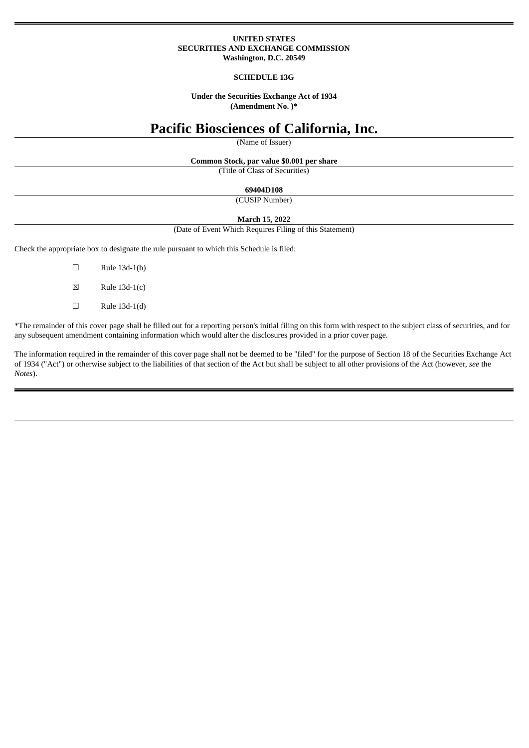**UNITED STATES**
**SECURITIES AND EXCHANGE COMMISSION**
**Washington, D.C. 20549**

**SCHEDULE 13G**

**Under the Securities Exchange Act of 1934**
**(Amendment No. )***

# Pacific Biosciences of California, Inc.

(Name of Issuer)

**Common Stock, par value $0.001 per share**

(Title of Class of Securities)

**69404D108**

(CUSIP Number)

**March 15, 2022**

(Date of Event Which Requires Filing of this Statement)

Check the appropriate box to designate the rule pursuant to which this Schedule is filed:

☐ Rule 13d-1(b)

☒ Rule 13d-1(c)

☐ Rule 13d-1(d)

*The remainder of this cover page shall be filled out for a reporting person's initial filing on this form with respect to the subject class of securities, and for any subsequent amendment containing information which would alter the disclosures provided in a prior cover page.

The information required in the remainder of this cover page shall not be deemed to be "filed" for the purpose of Section 18 of the Securities Exchange Act of 1934 ("Act") or otherwise subject to the liabilities of that section of the Act but shall be subject to all other provisions of the Act (however, *see* the *Notes*).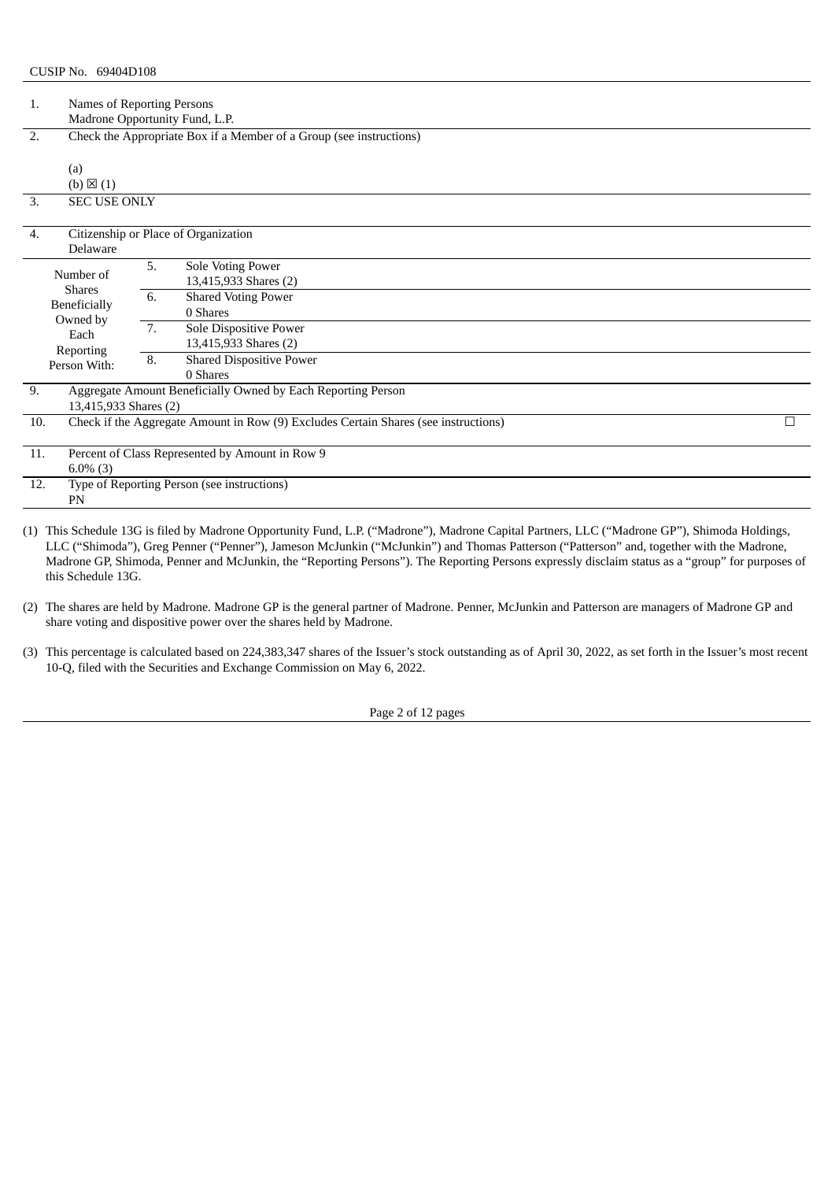CUSIP No. 69404D108

| | | | |
|---|---|---|---|
| 1. | Names of Reporting Persons<br>Madrone Opportunity Fund, L.P. | | |
| 2. | Check the Appropriate Box if a Member of a Group (see instructions)<br><br>(a)<br>(b) ☒ (1) | | |
| 3. | SEC USE ONLY | | |
| 4. | Citizenship or Place of Organization<br>Delaware | | |
| Number of Shares Beneficially Owned by Each Reporting Person With: | 5. | Sole Voting Power<br>13,415,933 Shares (2) | |
| | 6. | Shared Voting Power<br>0 Shares | |
| | 7. | Sole Dispositive Power<br>13,415,933 Shares (2) | |
| | 8. | Shared Dispositive Power<br>0 Shares | |
| 9. | Aggregate Amount Beneficially Owned by Each Reporting Person<br>13,415,933 Shares (2) | | |
| 10. | Check if the Aggregate Amount in Row (9) Excludes Certain Shares (see instructions) | | ☐ |
| 11. | Percent of Class Represented by Amount in Row 9<br>6.0% (3) | | |
| 12. | Type of Reporting Person (see instructions)<br>PN | | |

(1) This Schedule 13G is filed by Madrone Opportunity Fund, L.P. ("Madrone"), Madrone Capital Partners, LLC ("Madrone GP"), Shimoda Holdings, LLC ("Shimoda"), Greg Penner ("Penner"), Jameson McJunkin ("McJunkin") and Thomas Patterson ("Patterson" and, together with the Madrone, Madrone GP, Shimoda, Penner and McJunkin, the "Reporting Persons"). The Reporting Persons expressly disclaim status as a "group" for purposes of this Schedule 13G.

(2) The shares are held by Madrone. Madrone GP is the general partner of Madrone. Penner, McJunkin and Patterson are managers of Madrone GP and share voting and dispositive power over the shares held by Madrone.

(3) This percentage is calculated based on 224,383,347 shares of the Issuer's stock outstanding as of April 30, 2022, as set forth in the Issuer's most recent 10-Q, filed with the Securities and Exchange Commission on May 6, 2022.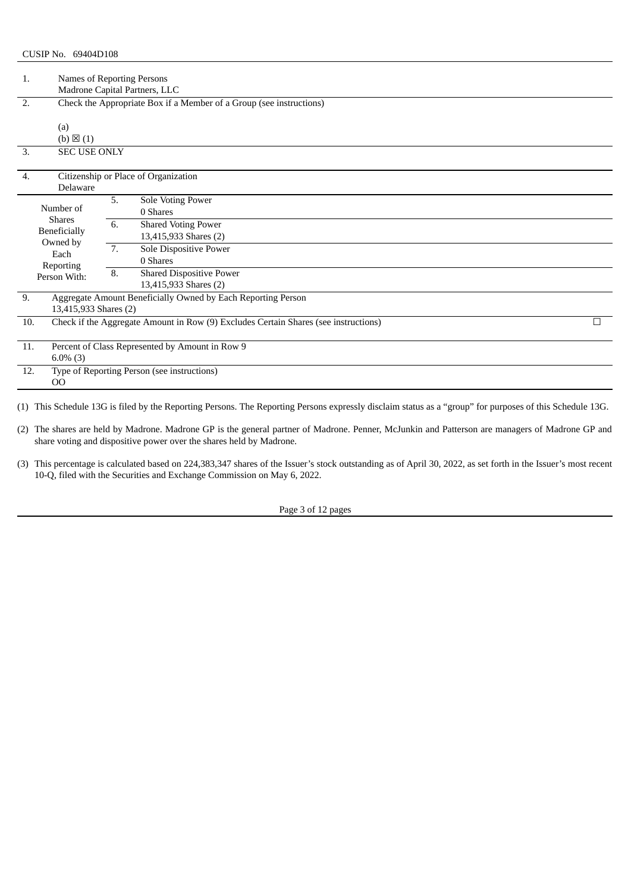CUSIP No. 69404D108

| | | | |
|---|---|---|---|
| 1. | Names of Reporting Persons<br>Madrone Capital Partners, LLC | | |
| 2. | Check the Appropriate Box if a Member of a Group (see instructions)<br><br>(a)<br>(b) ☒ (1) | | |
| 3. | SEC USE ONLY | | |
| 4. | Citizenship or Place of Organization<br>Delaware | | |
| Number of Shares Beneficially Owned by Each Reporting Person With: | 5. | Sole Voting Power<br>0 Shares | |
| | 6. | Shared Voting Power<br>13,415,933 Shares (2) | |
| | 7. | Sole Dispositive Power<br>0 Shares | |
| | 8. | Shared Dispositive Power<br>13,415,933 Shares (2) | |
| 9. | Aggregate Amount Beneficially Owned by Each Reporting Person<br>13,415,933 Shares (2) | | |
| 10. | Check if the Aggregate Amount in Row (9) Excludes Certain Shares (see instructions) | | ☐ |
| 11. | Percent of Class Represented by Amount in Row 9<br>6.0% (3) | | |
| 12. | Type of Reporting Person (see instructions)<br>OO | | |

(1) This Schedule 13G is filed by the Reporting Persons. The Reporting Persons expressly disclaim status as a "group" for purposes of this Schedule 13G.

(2) The shares are held by Madrone. Madrone GP is the general partner of Madrone. Penner, McJunkin and Patterson are managers of Madrone GP and share voting and dispositive power over the shares held by Madrone.

(3) This percentage is calculated based on 224,383,347 shares of the Issuer's stock outstanding as of April 30, 2022, as set forth in the Issuer's most recent 10-Q, filed with the Securities and Exchange Commission on May 6, 2022.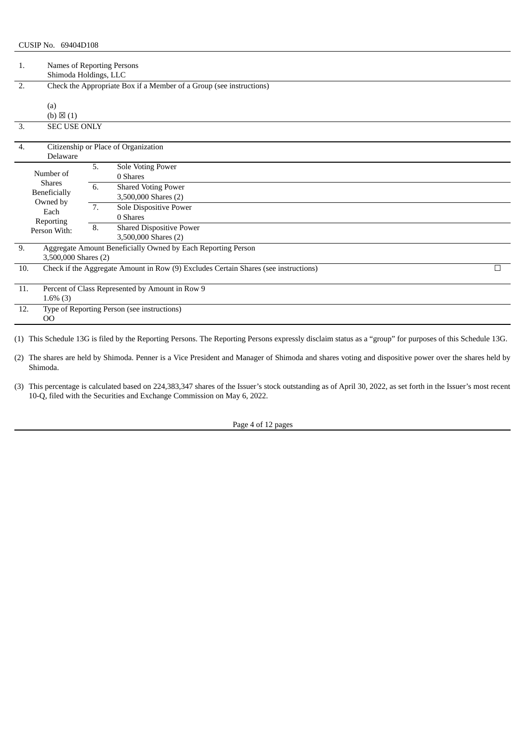CUSIP No. 69404D108

| | | | |
|---|---|---|---|
| 1. | Names of Reporting Persons<br>Shimoda Holdings, LLC | | |
| 2. | Check the Appropriate Box if a Member of a Group (see instructions)<br><br>(a)<br>(b) ☒ (1) | | |
| 3. | SEC USE ONLY | | |
| 4. | Citizenship or Place of Organization<br>Delaware | | |
| Number of Shares Beneficially Owned by Each Reporting Person With: | 5. | Sole Voting Power<br>0 Shares | |
| | 6. | Shared Voting Power<br>3,500,000 Shares (2) | |
| | 7. | Sole Dispositive Power<br>0 Shares | |
| | 8. | Shared Dispositive Power<br>3,500,000 Shares (2) | |
| 9. | Aggregate Amount Beneficially Owned by Each Reporting Person<br>3,500,000 Shares (2) | | |
| 10. | Check if the Aggregate Amount in Row (9) Excludes Certain Shares (see instructions) | | ☐ |
| 11. | Percent of Class Represented by Amount in Row 9<br>1.6% (3) | | |
| 12. | Type of Reporting Person (see instructions)<br>OO | | |

(1) This Schedule 13G is filed by the Reporting Persons. The Reporting Persons expressly disclaim status as a "group" for purposes of this Schedule 13G.

(2) The shares are held by Shimoda. Penner is a Vice President and Manager of Shimoda and shares voting and dispositive power over the shares held by Shimoda.

(3) This percentage is calculated based on 224,383,347 shares of the Issuer's stock outstanding as of April 30, 2022, as set forth in the Issuer's most recent 10-Q, filed with the Securities and Exchange Commission on May 6, 2022.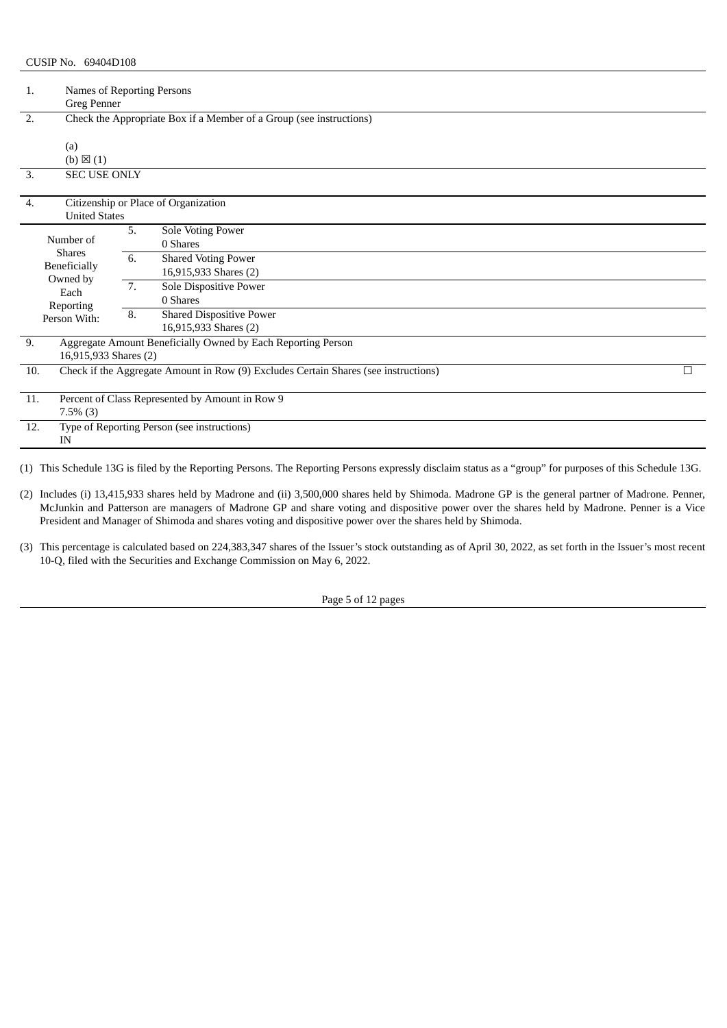CUSIP No. 69404D108

| | | | |
|---|---|---|---|
| 1. | Names of Reporting Persons<br>Greg Penner | | |
| 2. | Check the Appropriate Box if a Member of a Group (see instructions)<br><br>(a)<br>(b) ☒ (1) | | |
| 3. | SEC USE ONLY | | |
| 4. | Citizenship or Place of Organization<br>United States | | |
| Number of Shares Beneficially Owned by Each Reporting Person With: | 5. | Sole Voting Power<br>0 Shares | |
| | 6. | Shared Voting Power<br>16,915,933 Shares (2) | |
| | 7. | Sole Dispositive Power<br>0 Shares | |
| | 8. | Shared Dispositive Power<br>16,915,933 Shares (2) | |
| 9. | Aggregate Amount Beneficially Owned by Each Reporting Person<br>16,915,933 Shares (2) | | |
| 10. | Check if the Aggregate Amount in Row (9) Excludes Certain Shares (see instructions) | | ☐ |
| 11. | Percent of Class Represented by Amount in Row 9<br>7.5% (3) | | |
| 12. | Type of Reporting Person (see instructions)<br>IN | | |

(1) This Schedule 13G is filed by the Reporting Persons. The Reporting Persons expressly disclaim status as a "group" for purposes of this Schedule 13G.

(2) Includes (i) 13,415,933 shares held by Madrone and (ii) 3,500,000 shares held by Shimoda. Madrone GP is the general partner of Madrone. Penner, McJunkin and Patterson are managers of Madrone GP and share voting and dispositive power over the shares held by Madrone. Penner is a Vice President and Manager of Shimoda and shares voting and dispositive power over the shares held by Shimoda.

(3) This percentage is calculated based on 224,383,347 shares of the Issuer's stock outstanding as of April 30, 2022, as set forth in the Issuer's most recent 10-Q, filed with the Securities and Exchange Commission on May 6, 2022.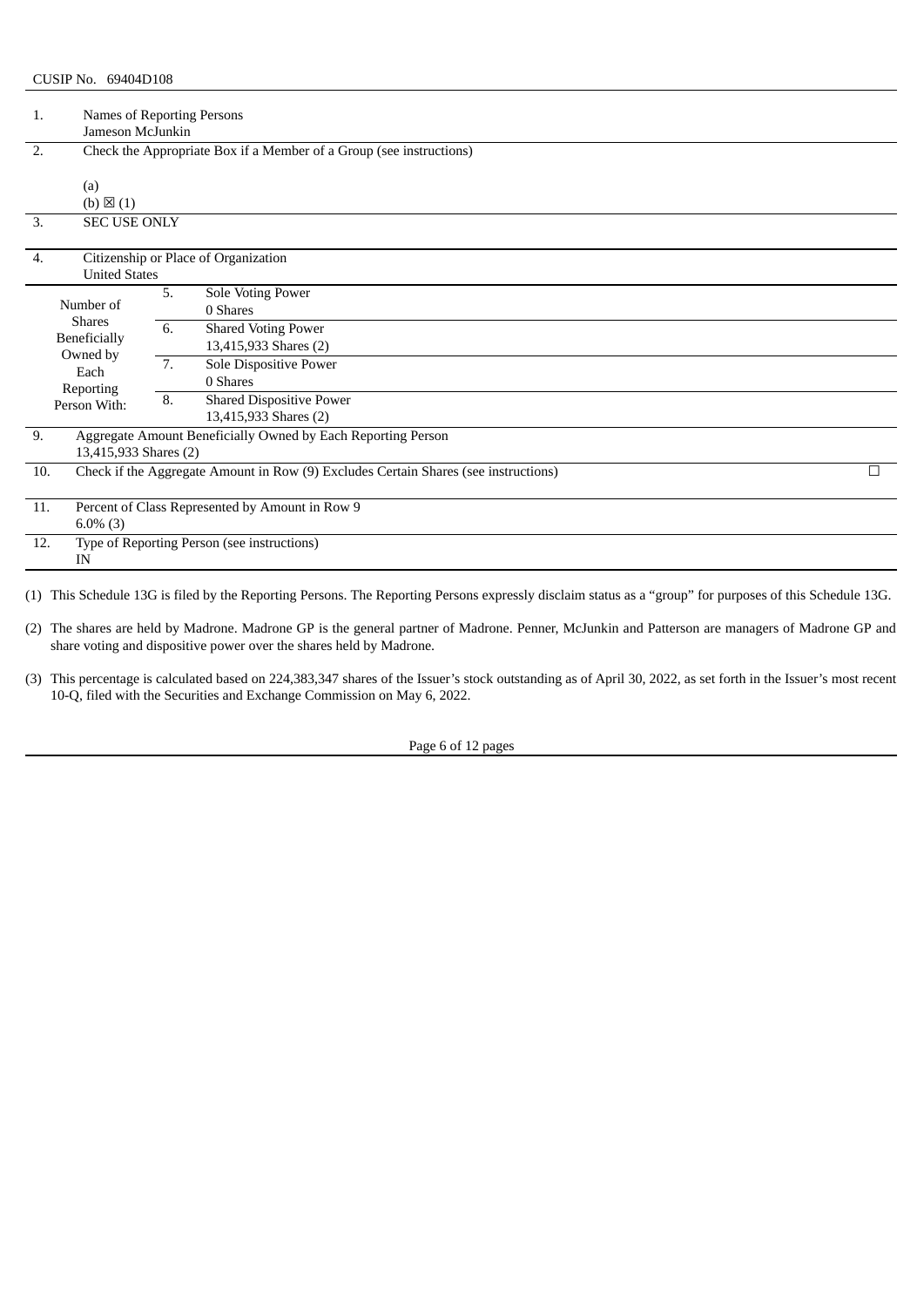CUSIP No. 69404D108

| | | | |
|---|---|---|---|
| 1. | Names of Reporting Persons<br>Jameson McJunkin | | |
| 2. | Check the Appropriate Box if a Member of a Group (see instructions)<br><br>(a)<br>(b) ☒ (1) | | |
| 3. | SEC USE ONLY | | |
| 4. | Citizenship or Place of Organization<br>United States | | |
| Number of Shares Beneficially Owned by Each Reporting Person With: | 5. | Sole Voting Power<br>0 Shares | |
| | 6. | Shared Voting Power<br>13,415,933 Shares (2) | |
| | 7. | Sole Dispositive Power<br>0 Shares | |
| | 8. | Shared Dispositive Power<br>13,415,933 Shares (2) | |
| 9. | Aggregate Amount Beneficially Owned by Each Reporting Person<br>13,415,933 Shares (2) | | |
| 10. | Check if the Aggregate Amount in Row (9) Excludes Certain Shares (see instructions) | | ☐ |
| 11. | Percent of Class Represented by Amount in Row 9<br>6.0% (3) | | |
| 12. | Type of Reporting Person (see instructions)<br>IN | | |

(1) This Schedule 13G is filed by the Reporting Persons. The Reporting Persons expressly disclaim status as a "group" for purposes of this Schedule 13G.

(2) The shares are held by Madrone. Madrone GP is the general partner of Madrone. Penner, McJunkin and Patterson are managers of Madrone GP and share voting and dispositive power over the shares held by Madrone.

(3) This percentage is calculated based on 224,383,347 shares of the Issuer's stock outstanding as of April 30, 2022, as set forth in the Issuer's most recent 10-Q, filed with the Securities and Exchange Commission on May 6, 2022.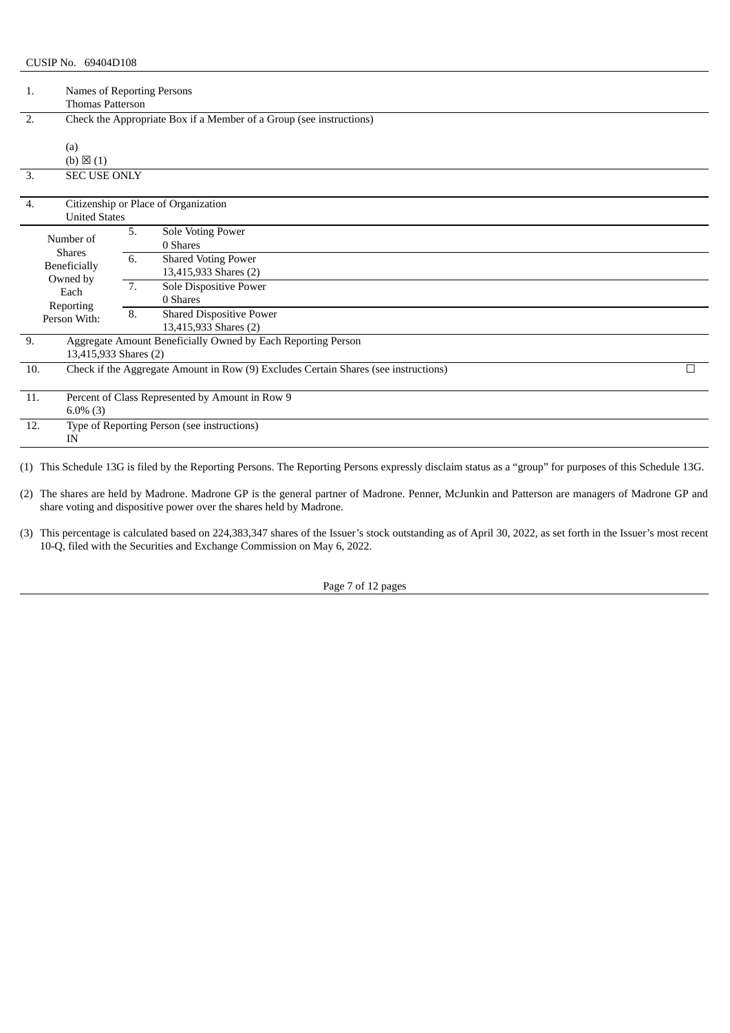CUSIP No. 69404D108

| | | | |
|---|---|---|---|
| 1. | Names of Reporting Persons<br>Thomas Patterson | | |
| 2. | Check the Appropriate Box if a Member of a Group (see instructions)<br><br>(a)<br>(b) ☒ (1) | | |
| 3. | SEC USE ONLY | | |
| 4. | Citizenship or Place of Organization<br>United States | | |
| Number of Shares Beneficially Owned by Each Reporting Person With: | 5. | Sole Voting Power<br>0 Shares | |
| | 6. | Shared Voting Power<br>13,415,933 Shares (2) | |
| | 7. | Sole Dispositive Power<br>0 Shares | |
| | 8. | Shared Dispositive Power<br>13,415,933 Shares (2) | |
| 9. | Aggregate Amount Beneficially Owned by Each Reporting Person<br>13,415,933 Shares (2) | | |
| 10. | Check if the Aggregate Amount in Row (9) Excludes Certain Shares (see instructions) | | ☐ |
| 11. | Percent of Class Represented by Amount in Row 9<br>6.0% (3) | | |
| 12. | Type of Reporting Person (see instructions)<br>IN | | |

(1) This Schedule 13G is filed by the Reporting Persons. The Reporting Persons expressly disclaim status as a "group" for purposes of this Schedule 13G.

(2) The shares are held by Madrone. Madrone GP is the general partner of Madrone. Penner, McJunkin and Patterson are managers of Madrone GP and share voting and dispositive power over the shares held by Madrone.

(3) This percentage is calculated based on 224,383,347 shares of the Issuer's stock outstanding as of April 30, 2022, as set forth in the Issuer's most recent 10-Q, filed with the Securities and Exchange Commission on May 6, 2022.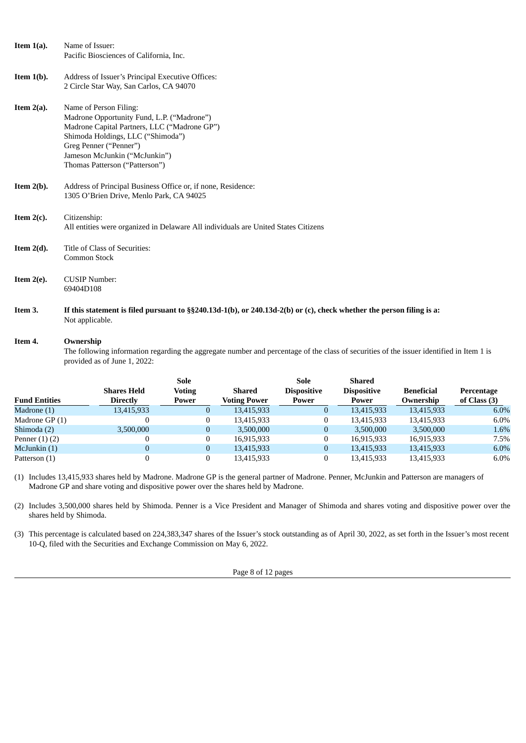**Item 1(a).** Name of Issuer:
Pacific Biosciences of California, Inc.

**Item 1(b).** Address of Issuer's Principal Executive Offices:
2 Circle Star Way, San Carlos, CA 94070

**Item 2(a).** Name of Person Filing:
Madrone Opportunity Fund, L.P. ("Madrone")
Madrone Capital Partners, LLC ("Madrone GP")
Shimoda Holdings, LLC ("Shimoda")
Greg Penner ("Penner")
Jameson McJunkin ("McJunkin")
Thomas Patterson ("Patterson")

**Item 2(b).** Address of Principal Business Office or, if none, Residence:
1305 O'Brien Drive, Menlo Park, CA 94025

**Item 2(c).** Citizenship:
All entities were organized in Delaware All individuals are United States Citizens

**Item 2(d).** Title of Class of Securities:
Common Stock

**Item 2(e).** CUSIP Number:
69404D108

**Item 3.** **If this statement is filed pursuant to §§240.13d-1(b), or 240.13d-2(b) or (c), check whether the person filing is a:**
Not applicable.

**Item 4.** **Ownership**
The following information regarding the aggregate number and percentage of the class of securities of the issuer identified in Item 1 is provided as of June 1, 2022:

| Fund Entities | Shares Held Directly | Sole Voting Power | Shared Voting Power | Sole Dispositive Power | Shared Dispositive Power | Beneficial Ownership | Percentage of Class (3) |
|---|---|---|---|---|---|---|---|
| Madrone (1) | 13,415,933 | 0 | 13,415,933 | 0 | 13,415,933 | 13,415,933 | 6.0% |
| Madrone GP (1) | 0 | 0 | 13,415,933 | 0 | 13,415,933 | 13,415,933 | 6.0% |
| Shimoda (2) | 3,500,000 | 0 | 3,500,000 | 0 | 3,500,000 | 3,500,000 | 1.6% |
| Penner (1) (2) | 0 | 0 | 16,915,933 | 0 | 16,915,933 | 16,915,933 | 7.5% |
| McJunkin (1) | 0 | 0 | 13,415,933 | 0 | 13,415,933 | 13,415,933 | 6.0% |
| Patterson (1) | 0 | 0 | 13,415,933 | 0 | 13,415,933 | 13,415,933 | 6.0% |

(1) Includes 13,415,933 shares held by Madrone. Madrone GP is the general partner of Madrone. Penner, McJunkin and Patterson are managers of Madrone GP and share voting and dispositive power over the shares held by Madrone.

(2) Includes 3,500,000 shares held by Shimoda. Penner is a Vice President and Manager of Shimoda and shares voting and dispositive power over the shares held by Shimoda.

(3) This percentage is calculated based on 224,383,347 shares of the Issuer's stock outstanding as of April 30, 2022, as set forth in the Issuer's most recent 10-Q, filed with the Securities and Exchange Commission on May 6, 2022.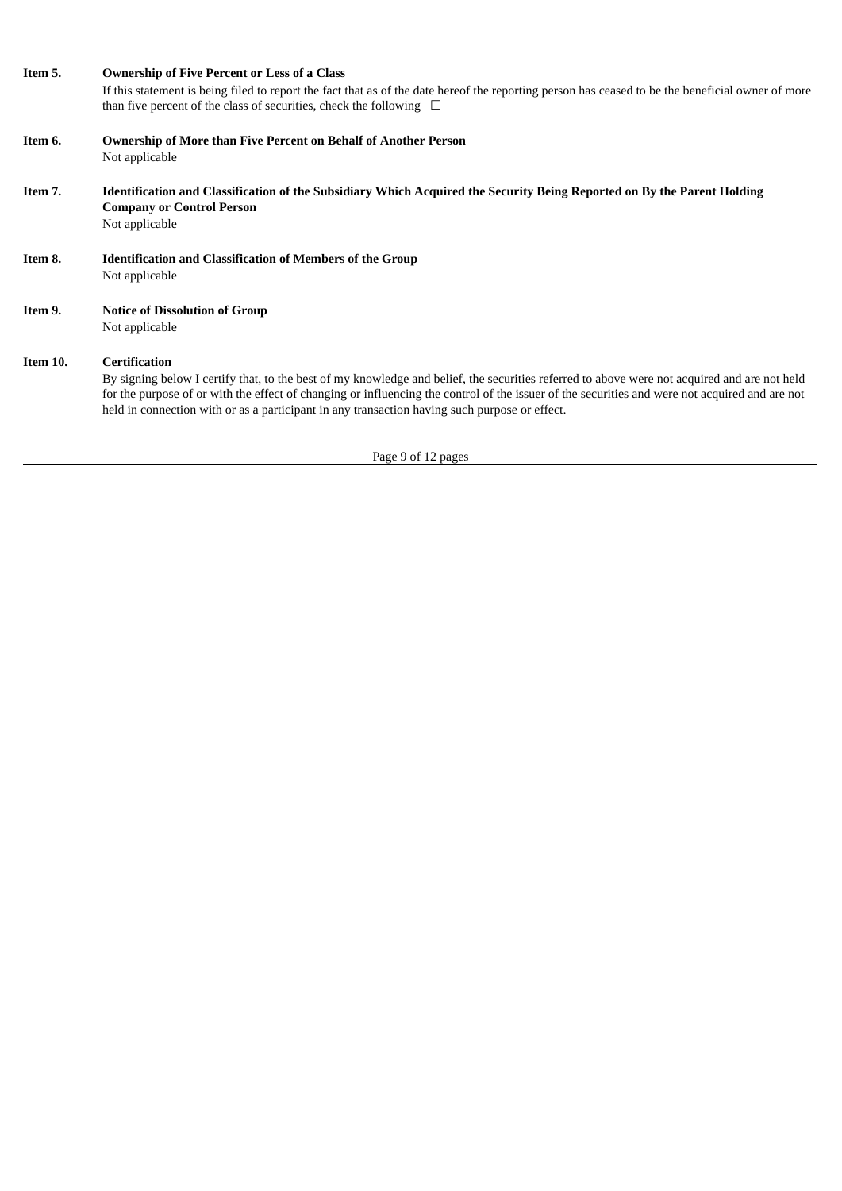**Item 5. Ownership of Five Percent or Less of a Class**

If this statement is being filed to report the fact that as of the date hereof the reporting person has ceased to be the beneficial owner of more than five percent of the class of securities, check the following ☐

**Item 6. Ownership of More than Five Percent on Behalf of Another Person**

Not applicable

**Item 7. Identification and Classification of the Subsidiary Which Acquired the Security Being Reported on By the Parent Holding Company or Control Person**

Not applicable

**Item 8. Identification and Classification of Members of the Group**

Not applicable

**Item 9. Notice of Dissolution of Group**

Not applicable

**Item 10. Certification**

By signing below I certify that, to the best of my knowledge and belief, the securities referred to above were not acquired and are not held for the purpose of or with the effect of changing or influencing the control of the issuer of the securities and were not acquired and are not held in connection with or as a participant in any transaction having such purpose or effect.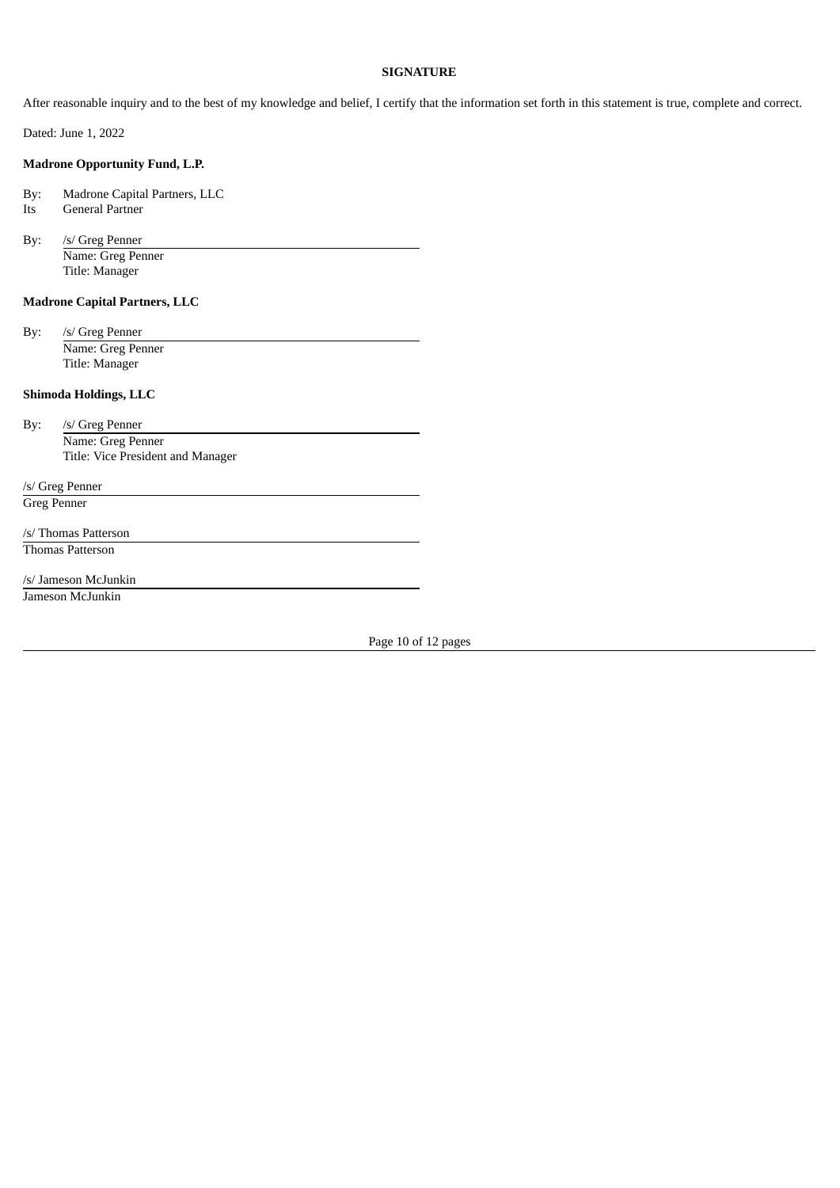**SIGNATURE**

After reasonable inquiry and to the best of my knowledge and belief, I certify that the information set forth in this statement is true, complete and correct.

Dated: June 1, 2022

**Madrone Opportunity Fund, L.P.**

By: Madrone Capital Partners, LLC
Its General Partner

By: /s/ Greg Penner
Name: Greg Penner
Title: Manager

**Madrone Capital Partners, LLC**

By: /s/ Greg Penner
Name: Greg Penner
Title: Manager

**Shimoda Holdings, LLC**

By: /s/ Greg Penner
Name: Greg Penner
Title: Vice President and Manager

/s/ Greg Penner
Greg Penner

/s/ Thomas Patterson
Thomas Patterson

/s/ Jameson McJunkin
Jameson McJunkin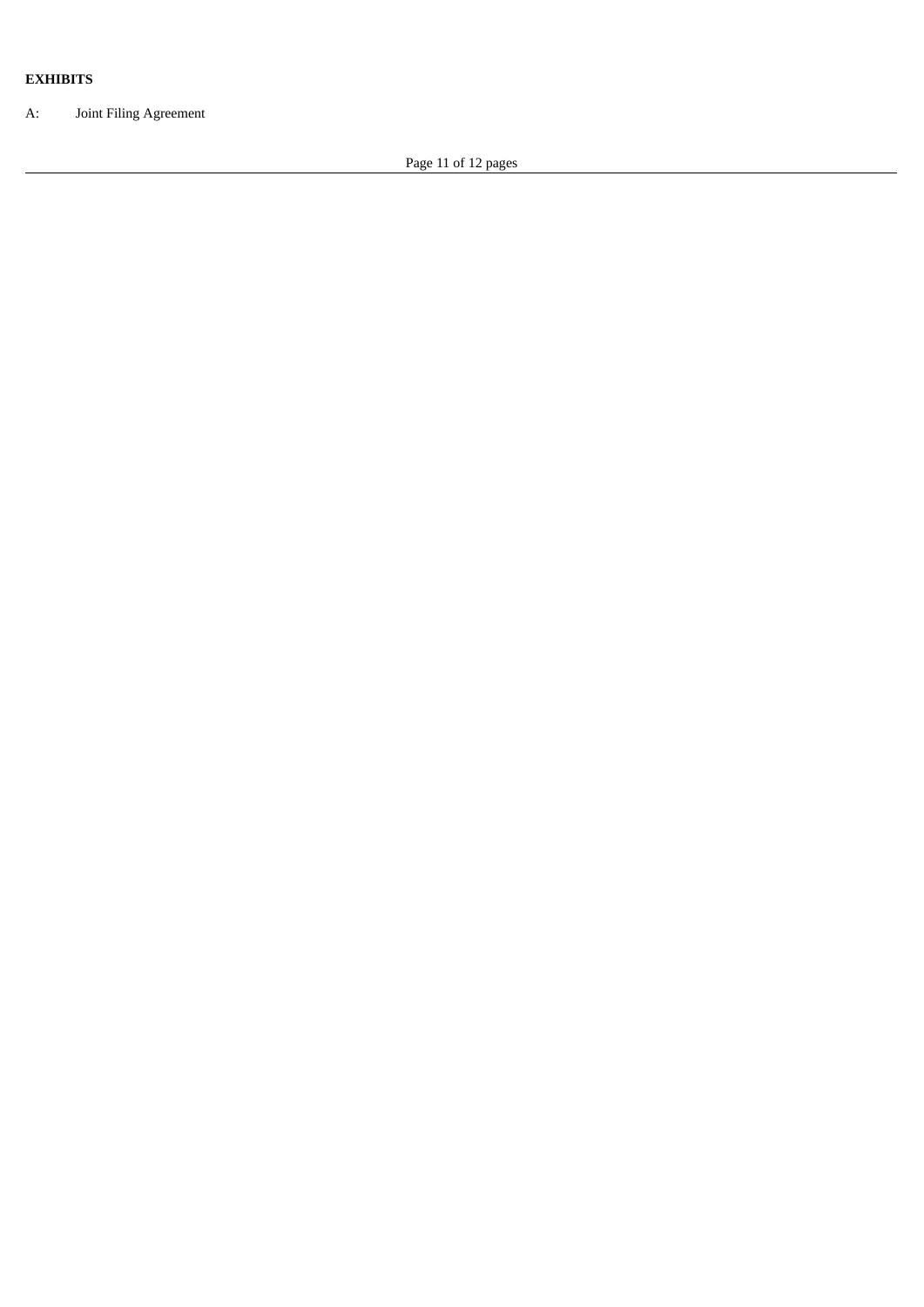**EXHIBITS**

A: Joint Filing Agreement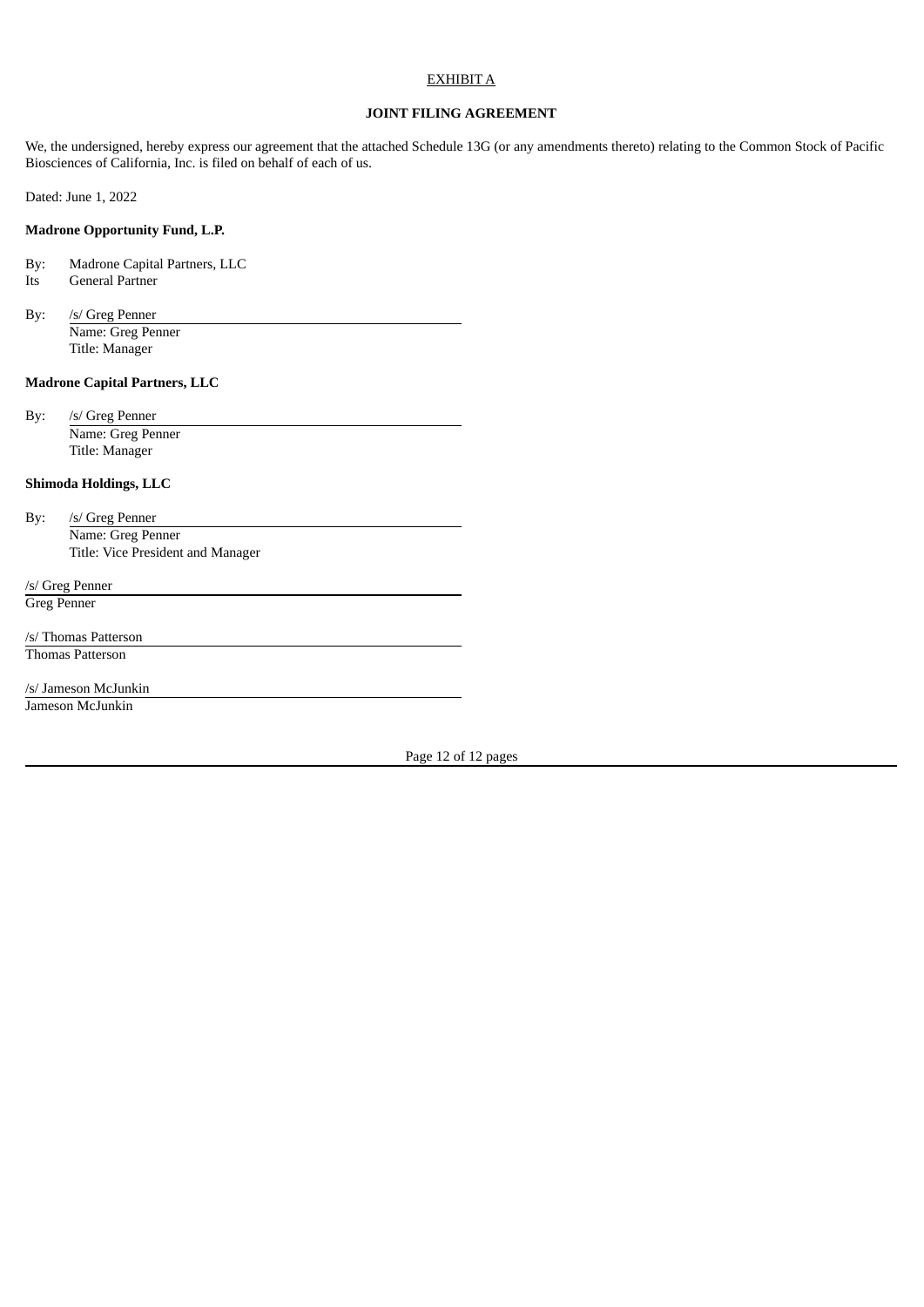EXHIBIT A

**JOINT FILING AGREEMENT**

We, the undersigned, hereby express our agreement that the attached Schedule 13G (or any amendments thereto) relating to the Common Stock of Pacific Biosciences of California, Inc. is filed on behalf of each of us.

Dated: June 1, 2022

**Madrone Opportunity Fund, L.P.**

By: Madrone Capital Partners, LLC
Its General Partner

By: /s/ Greg Penner
Name: Greg Penner
Title: Manager

**Madrone Capital Partners, LLC**

By: /s/ Greg Penner
Name: Greg Penner
Title: Manager

**Shimoda Holdings, LLC**

By: /s/ Greg Penner
Name: Greg Penner
Title: Vice President and Manager

/s/ Greg Penner
Greg Penner

/s/ Thomas Patterson
Thomas Patterson

/s/ Jameson McJunkin
Jameson McJunkin